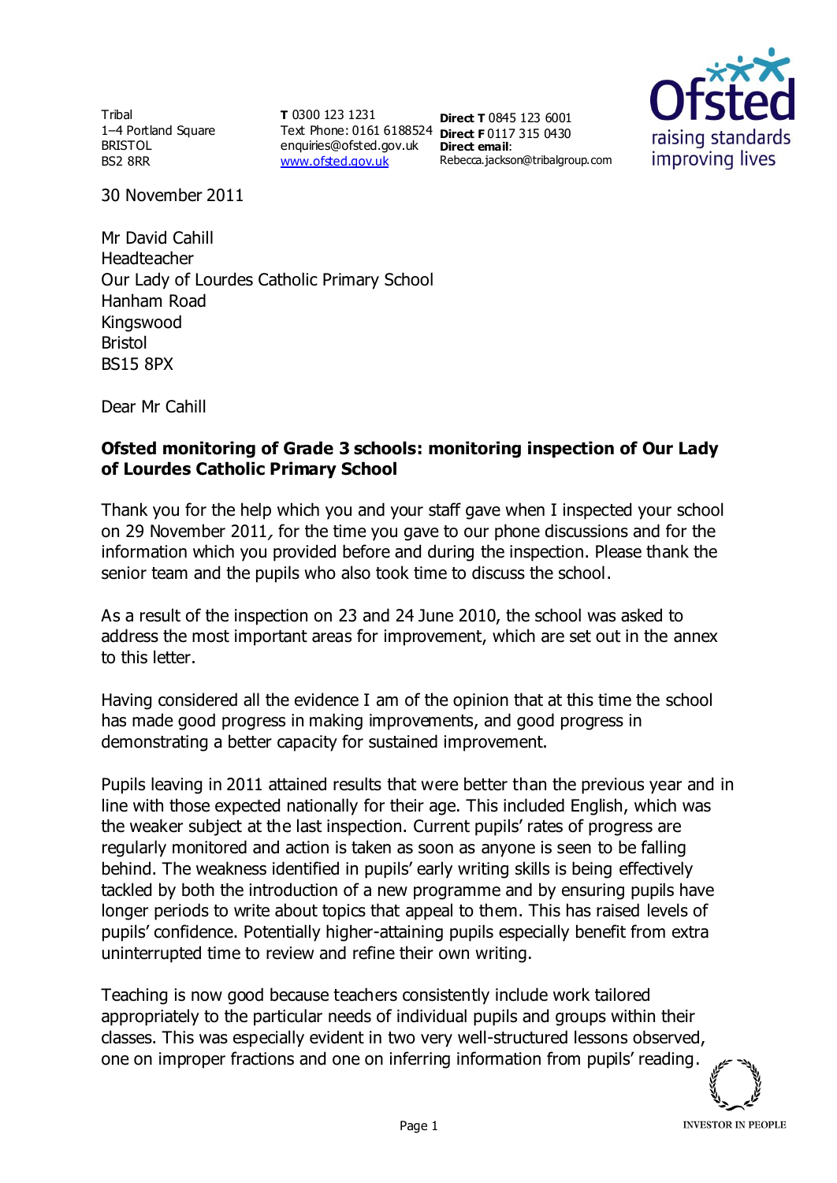Tribal
1–4 Portland Square
BRISTOL
BS2 8RR

**T** 0300 123 1231
Text Phone: 0161 6188524
enquiries@ofsted.gov.uk
[www.ofsted.gov.uk](http://www.ofsted.gov.uk)

**Direct T** 0845 123 6001
**Direct F** 0117 315 0430
**Direct email**:
Rebecca.jackson@tribalgroup.com

30 November 2011

Mr David Cahill
Headteacher
Our Lady of Lourdes Catholic Primary School
Hanham Road
Kingswood
Bristol
BS15 8PX

Dear Mr Cahill

**Ofsted monitoring of Grade 3 schools: monitoring inspection of Our Lady of Lourdes Catholic Primary School**

Thank you for the help which you and your staff gave when I inspected your school on 29 November 2011, for the time you gave to our phone discussions and for the information which you provided before and during the inspection. Please thank the senior team and the pupils who also took time to discuss the school.

As a result of the inspection on 23 and 24 June 2010, the school was asked to address the most important areas for improvement, which are set out in the annex to this letter.

Having considered all the evidence I am of the opinion that at this time the school has made good progress in making improvements, and good progress in demonstrating a better capacity for sustained improvement.

Pupils leaving in 2011 attained results that were better than the previous year and in line with those expected nationally for their age. This included English, which was the weaker subject at the last inspection. Current pupils' rates of progress are regularly monitored and action is taken as soon as anyone is seen to be falling behind. The weakness identified in pupils' early writing skills is being effectively tackled by both the introduction of a new programme and by ensuring pupils have longer periods to write about topics that appeal to them. This has raised levels of pupils' confidence. Potentially higher-attaining pupils especially benefit from extra uninterrupted time to review and refine their own writing.

Teaching is now good because teachers consistently include work tailored appropriately to the particular needs of individual pupils and groups within their classes. This was especially evident in two very well-structured lessons observed, one on improper fractions and one on inferring information from pupils' reading.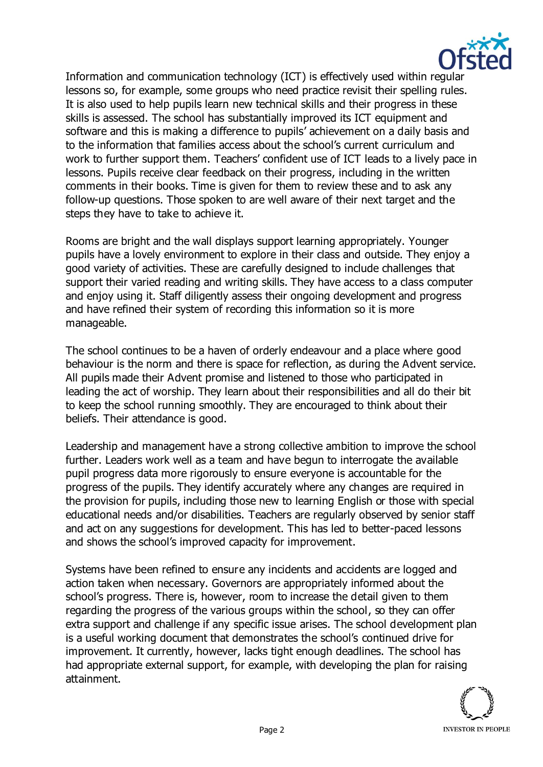Information and communication technology (ICT) is effectively used within regular lessons so, for example, some groups who need practice revisit their spelling rules. It is also used to help pupils learn new technical skills and their progress in these skills is assessed. The school has substantially improved its ICT equipment and software and this is making a difference to pupils' achievement on a daily basis and to the information that families access about the school's current curriculum and work to further support them. Teachers' confident use of ICT leads to a lively pace in lessons. Pupils receive clear feedback on their progress, including in the written comments in their books. Time is given for them to review these and to ask any follow-up questions. Those spoken to are well aware of their next target and the steps they have to take to achieve it.

Rooms are bright and the wall displays support learning appropriately. Younger pupils have a lovely environment to explore in their class and outside. They enjoy a good variety of activities. These are carefully designed to include challenges that support their varied reading and writing skills. They have access to a class computer and enjoy using it. Staff diligently assess their ongoing development and progress and have refined their system of recording this information so it is more manageable.

The school continues to be a haven of orderly endeavour and a place where good behaviour is the norm and there is space for reflection, as during the Advent service. All pupils made their Advent promise and listened to those who participated in leading the act of worship. They learn about their responsibilities and all do their bit to keep the school running smoothly. They are encouraged to think about their beliefs. Their attendance is good.

Leadership and management have a strong collective ambition to improve the school further. Leaders work well as a team and have begun to interrogate the available pupil progress data more rigorously to ensure everyone is accountable for the progress of the pupils. They identify accurately where any changes are required in the provision for pupils, including those new to learning English or those with special educational needs and/or disabilities. Teachers are regularly observed by senior staff and act on any suggestions for development. This has led to better-paced lessons and shows the school's improved capacity for improvement.

Systems have been refined to ensure any incidents and accidents are logged and action taken when necessary. Governors are appropriately informed about the school's progress. There is, however, room to increase the detail given to them regarding the progress of the various groups within the school, so they can offer extra support and challenge if any specific issue arises. The school development plan is a useful working document that demonstrates the school's continued drive for improvement. It currently, however, lacks tight enough deadlines. The school has had appropriate external support, for example, with developing the plan for raising attainment.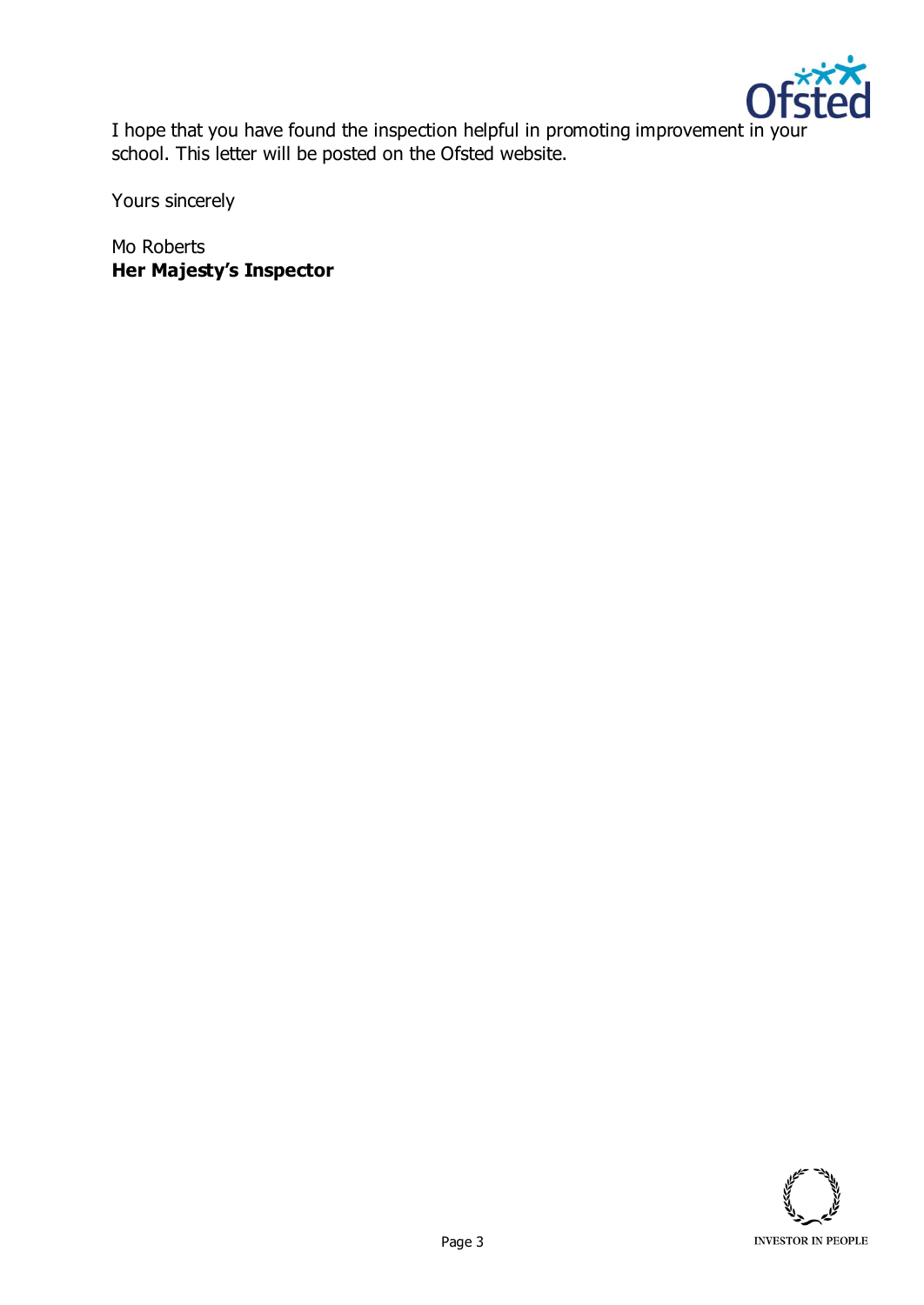I hope that you have found the inspection helpful in promoting improvement in your school. This letter will be posted on the Ofsted website.

Yours sincerely

Mo Roberts
**Her Majesty's Inspector**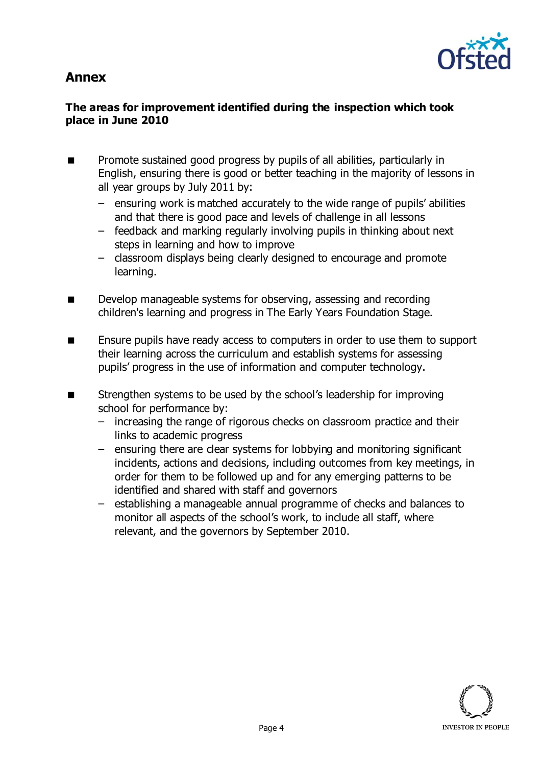## Annex

### The areas for improvement identified during the inspection which took place in June 2010

- Promote sustained good progress by pupils of all abilities, particularly in English, ensuring there is good or better teaching in the majority of lessons in all year groups by July 2011 by:
  - ensuring work is matched accurately to the wide range of pupils' abilities and that there is good pace and levels of challenge in all lessons
  - feedback and marking regularly involving pupils in thinking about next steps in learning and how to improve
  - classroom displays being clearly designed to encourage and promote learning.
- Develop manageable systems for observing, assessing and recording children's learning and progress in The Early Years Foundation Stage.
- Ensure pupils have ready access to computers in order to use them to support their learning across the curriculum and establish systems for assessing pupils' progress in the use of information and computer technology.
- Strengthen systems to be used by the school's leadership for improving school for performance by:
  - increasing the range of rigorous checks on classroom practice and their links to academic progress
  - ensuring there are clear systems for lobbying and monitoring significant incidents, actions and decisions, including outcomes from key meetings, in order for them to be followed up and for any emerging patterns to be identified and shared with staff and governors
  - establishing a manageable annual programme of checks and balances to monitor all aspects of the school's work, to include all staff, where relevant, and the governors by September 2010.